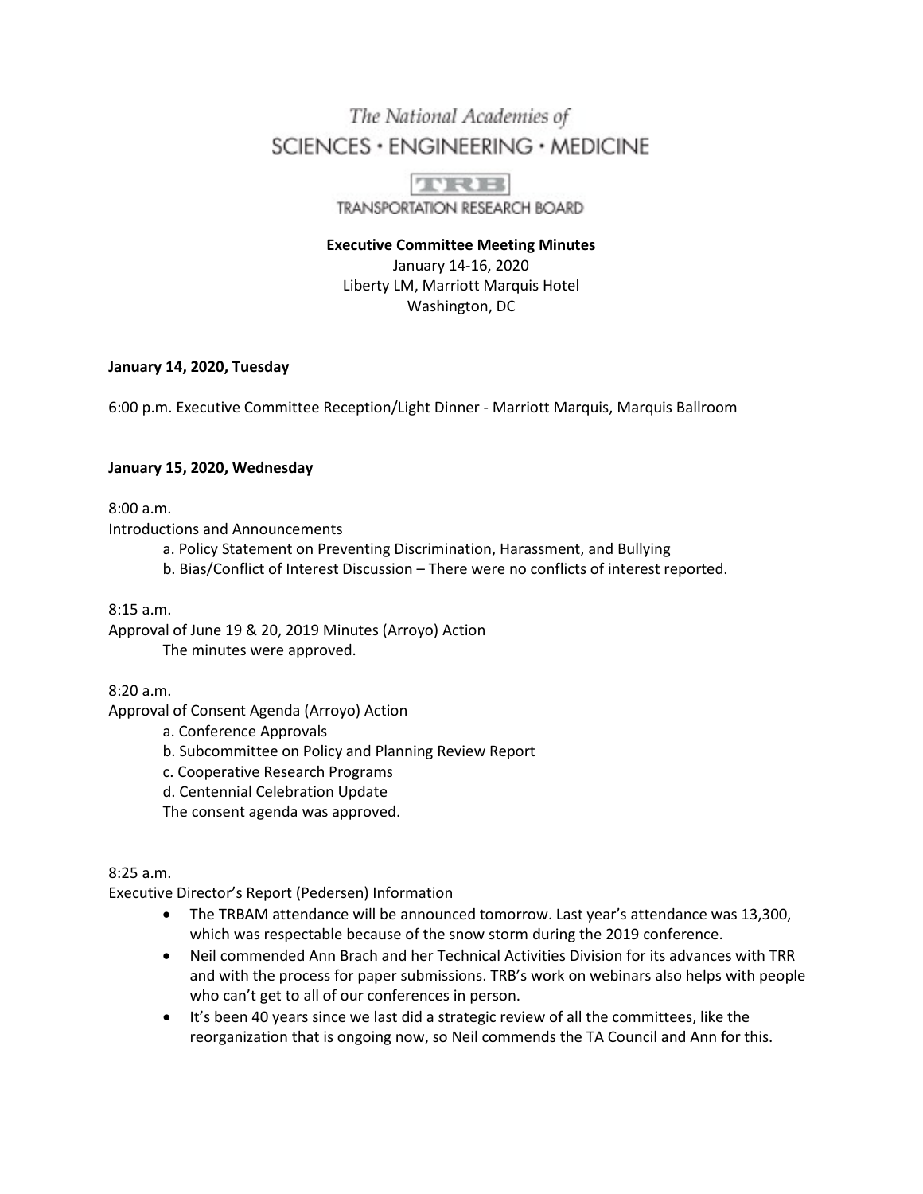The National Academies of

SCIENCES · ENGINEERING · MEDICINE

TRB

TRANSPORTATION RESEARCH BOARD

**Executive Committee Meeting Minutes**

January 14-16, 2020

Liberty LM, Marriott Marquis Hotel

Washington, DC

**January 14, 2020, Tuesday**

6:00 p.m. Executive Committee Reception/Light Dinner - Marriott Marquis, Marquis Ballroom

**January 15, 2020, Wednesday**

8:00 a.m.

Introductions and Announcements

a. Policy Statement on Preventing Discrimination, Harassment, and Bullying

b. Bias/Conflict of Interest Discussion – There were no conflicts of interest reported.

8:15 a.m.

Approval of June 19 & 20, 2019 Minutes (Arroyo) Action

The minutes were approved.

8:20 a.m.

Approval of Consent Agenda (Arroyo) Action

a. Conference Approvals

b. Subcommittee on Policy and Planning Review Report

c. Cooperative Research Programs

d. Centennial Celebration Update

The consent agenda was approved.

8:25 a.m.

Executive Director's Report (Pedersen) Information

- The TRBAM attendance will be announced tomorrow. Last year's attendance was 13,300, which was respectable because of the snow storm during the 2019 conference.
- Neil commended Ann Brach and her Technical Activities Division for its advances with TRR and with the process for paper submissions. TRB's work on webinars also helps with people who can't get to all of our conferences in person.
- It's been 40 years since we last did a strategic review of all the committees, like the reorganization that is ongoing now, so Neil commends the TA Council and Ann for this.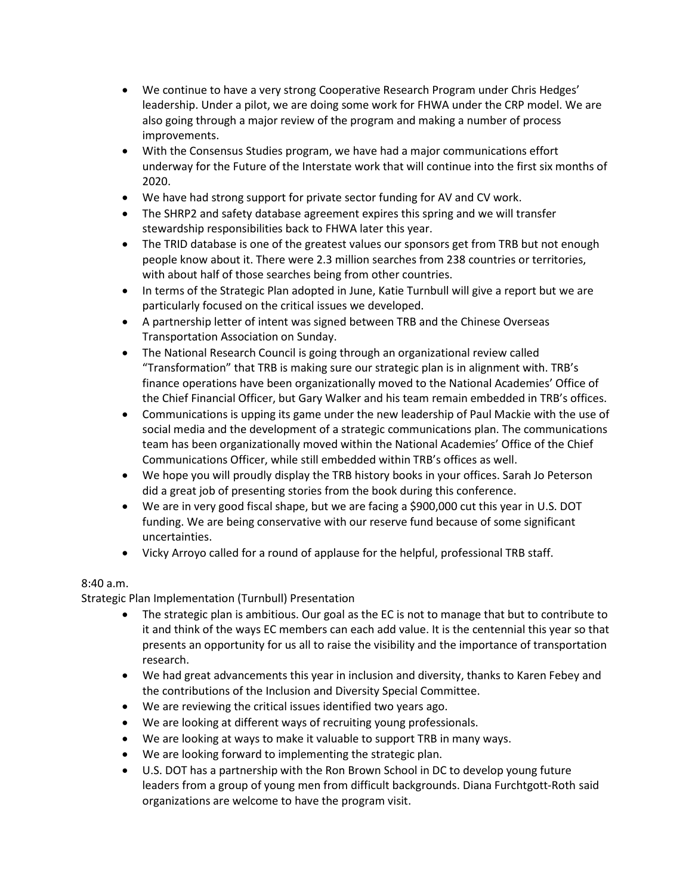- We continue to have a very strong Cooperative Research Program under Chris Hedges' leadership. Under a pilot, we are doing some work for FHWA under the CRP model. We are also going through a major review of the program and making a number of process improvements.
- With the Consensus Studies program, we have had a major communications effort underway for the Future of the Interstate work that will continue into the first six months of 2020.
- We have had strong support for private sector funding for AV and CV work.
- The SHRP2 and safety database agreement expires this spring and we will transfer stewardship responsibilities back to FHWA later this year.
- The TRID database is one of the greatest values our sponsors get from TRB but not enough people know about it. There were 2.3 million searches from 238 countries or territories, with about half of those searches being from other countries.
- In terms of the Strategic Plan adopted in June, Katie Turnbull will give a report but we are particularly focused on the critical issues we developed.
- A partnership letter of intent was signed between TRB and the Chinese Overseas Transportation Association on Sunday.
- The National Research Council is going through an organizational review called "Transformation" that TRB is making sure our strategic plan is in alignment with. TRB's finance operations have been organizationally moved to the National Academies' Office of the Chief Financial Officer, but Gary Walker and his team remain embedded in TRB's offices.
- Communications is upping its game under the new leadership of Paul Mackie with the use of social media and the development of a strategic communications plan. The communications team has been organizationally moved within the National Academies' Office of the Chief Communications Officer, while still embedded within TRB's offices as well.
- We hope you will proudly display the TRB history books in your offices. Sarah Jo Peterson did a great job of presenting stories from the book during this conference.
- We are in very good fiscal shape, but we are facing a $900,000 cut this year in U.S. DOT funding. We are being conservative with our reserve fund because of some significant uncertainties.
- Vicky Arroyo called for a round of applause for the helpful, professional TRB staff.

8:40 a.m.
Strategic Plan Implementation (Turnbull) Presentation

- The strategic plan is ambitious. Our goal as the EC is not to manage that but to contribute to it and think of the ways EC members can each add value. It is the centennial this year so that presents an opportunity for us all to raise the visibility and the importance of transportation research.
- We had great advancements this year in inclusion and diversity, thanks to Karen Febey and the contributions of the Inclusion and Diversity Special Committee.
- We are reviewing the critical issues identified two years ago.
- We are looking at different ways of recruiting young professionals.
- We are looking at ways to make it valuable to support TRB in many ways.
- We are looking forward to implementing the strategic plan.
- U.S. DOT has a partnership with the Ron Brown School in DC to develop young future leaders from a group of young men from difficult backgrounds. Diana Furchtgott-Roth said organizations are welcome to have the program visit.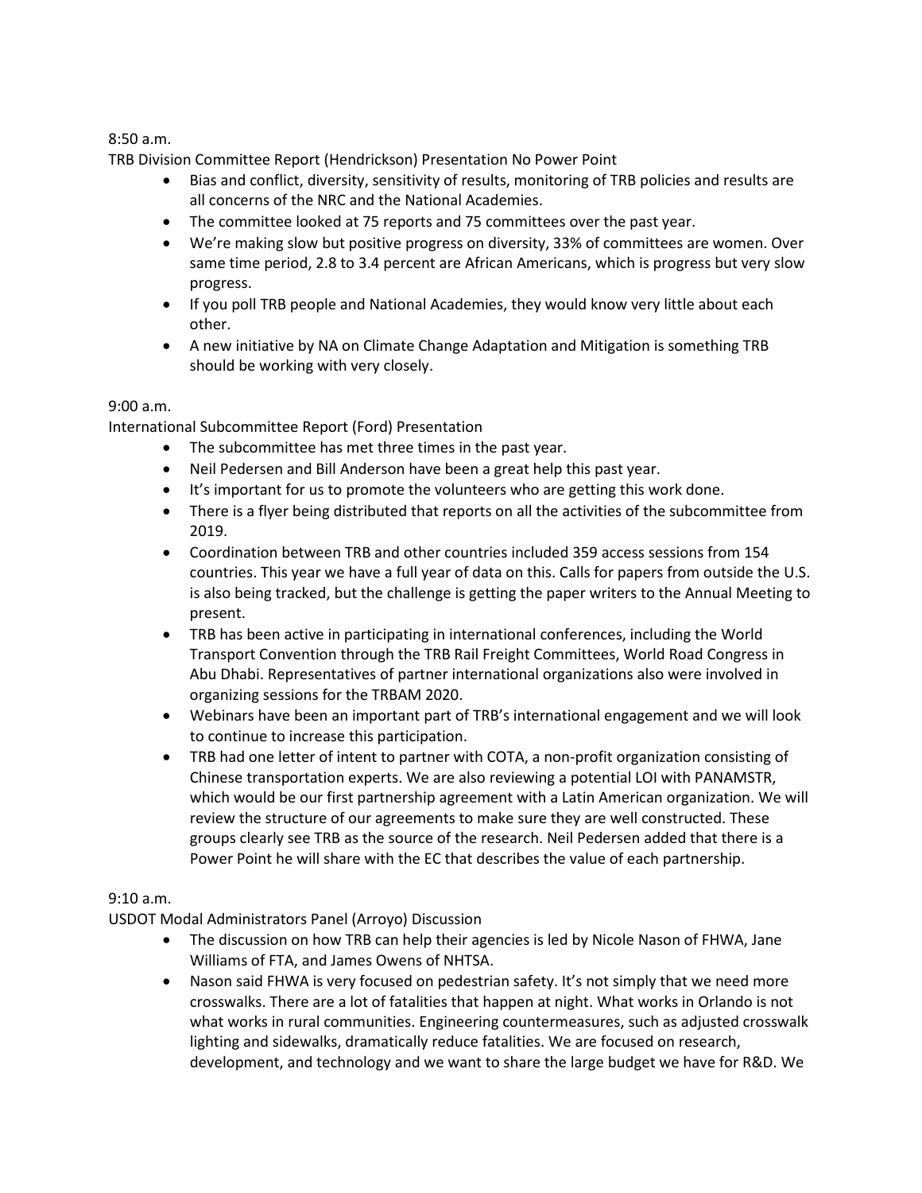8:50 a.m.

TRB Division Committee Report (Hendrickson) Presentation No Power Point

- Bias and conflict, diversity, sensitivity of results, monitoring of TRB policies and results are all concerns of the NRC and the National Academies.
- The committee looked at 75 reports and 75 committees over the past year.
- We're making slow but positive progress on diversity, 33% of committees are women. Over same time period, 2.8 to 3.4 percent are African Americans, which is progress but very slow progress.
- If you poll TRB people and National Academies, they would know very little about each other.
- A new initiative by NA on Climate Change Adaptation and Mitigation is something TRB should be working with very closely.

9:00 a.m.

International Subcommittee Report (Ford) Presentation

- The subcommittee has met three times in the past year.
- Neil Pedersen and Bill Anderson have been a great help this past year.
- It's important for us to promote the volunteers who are getting this work done.
- There is a flyer being distributed that reports on all the activities of the subcommittee from 2019.
- Coordination between TRB and other countries included 359 access sessions from 154 countries. This year we have a full year of data on this. Calls for papers from outside the U.S. is also being tracked, but the challenge is getting the paper writers to the Annual Meeting to present.
- TRB has been active in participating in international conferences, including the World Transport Convention through the TRB Rail Freight Committees, World Road Congress in Abu Dhabi. Representatives of partner international organizations also were involved in organizing sessions for the TRBAM 2020.
- Webinars have been an important part of TRB's international engagement and we will look to continue to increase this participation.
- TRB had one letter of intent to partner with COTA, a non-profit organization consisting of Chinese transportation experts. We are also reviewing a potential LOI with PANAMSTR, which would be our first partnership agreement with a Latin American organization. We will review the structure of our agreements to make sure they are well constructed. These groups clearly see TRB as the source of the research. Neil Pedersen added that there is a Power Point he will share with the EC that describes the value of each partnership.

9:10 a.m.

USDOT Modal Administrators Panel (Arroyo) Discussion

- The discussion on how TRB can help their agencies is led by Nicole Nason of FHWA, Jane Williams of FTA, and James Owens of NHTSA.
- Nason said FHWA is very focused on pedestrian safety. It's not simply that we need more crosswalks. There are a lot of fatalities that happen at night. What works in Orlando is not what works in rural communities. Engineering countermeasures, such as adjusted crosswalk lighting and sidewalks, dramatically reduce fatalities. We are focused on research, development, and technology and we want to share the large budget we have for R&D. We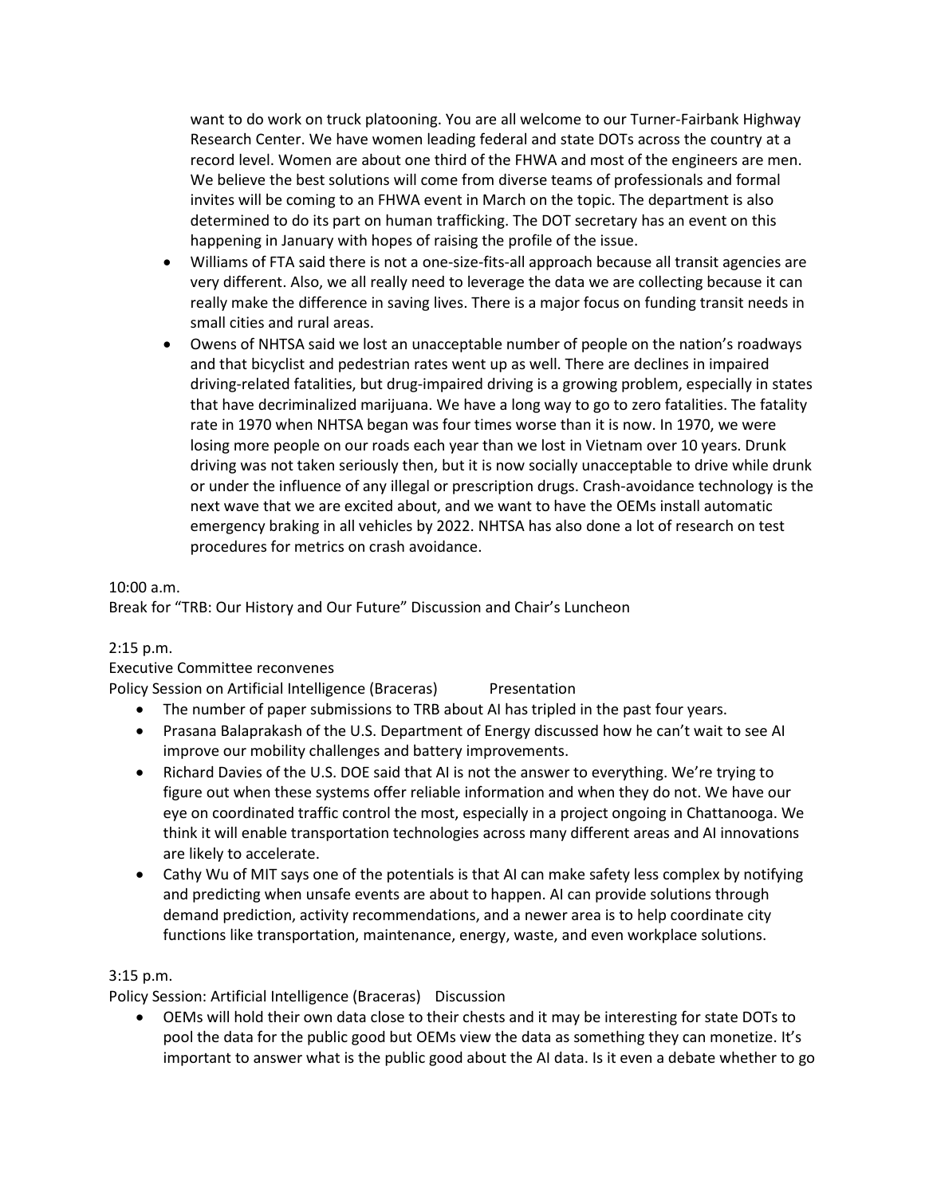want to do work on truck platooning. You are all welcome to our Turner-Fairbank Highway Research Center. We have women leading federal and state DOTs across the country at a record level. Women are about one third of the FHWA and most of the engineers are men. We believe the best solutions will come from diverse teams of professionals and formal invites will be coming to an FHWA event in March on the topic. The department is also determined to do its part on human trafficking. The DOT secretary has an event on this happening in January with hopes of raising the profile of the issue.

- Williams of FTA said there is not a one-size-fits-all approach because all transit agencies are very different. Also, we all really need to leverage the data we are collecting because it can really make the difference in saving lives. There is a major focus on funding transit needs in small cities and rural areas.
- Owens of NHTSA said we lost an unacceptable number of people on the nation's roadways and that bicyclist and pedestrian rates went up as well. There are declines in impaired driving-related fatalities, but drug-impaired driving is a growing problem, especially in states that have decriminalized marijuana. We have a long way to go to zero fatalities. The fatality rate in 1970 when NHTSA began was four times worse than it is now. In 1970, we were losing more people on our roads each year than we lost in Vietnam over 10 years. Drunk driving was not taken seriously then, but it is now socially unacceptable to drive while drunk or under the influence of any illegal or prescription drugs. Crash-avoidance technology is the next wave that we are excited about, and we want to have the OEMs install automatic emergency braking in all vehicles by 2022. NHTSA has also done a lot of research on test procedures for metrics on crash avoidance.

10:00 a.m.
Break for "TRB: Our History and Our Future" Discussion and Chair's Luncheon

2:15 p.m.
Executive Committee reconvenes
Policy Session on Artificial Intelligence (Braceras) Presentation

- The number of paper submissions to TRB about AI has tripled in the past four years.
- Prasana Balaprakash of the U.S. Department of Energy discussed how he can't wait to see AI improve our mobility challenges and battery improvements.
- Richard Davies of the U.S. DOE said that AI is not the answer to everything. We're trying to figure out when these systems offer reliable information and when they do not. We have our eye on coordinated traffic control the most, especially in a project ongoing in Chattanooga. We think it will enable transportation technologies across many different areas and AI innovations are likely to accelerate.
- Cathy Wu of MIT says one of the potentials is that AI can make safety less complex by notifying and predicting when unsafe events are about to happen. AI can provide solutions through demand prediction, activity recommendations, and a newer area is to help coordinate city functions like transportation, maintenance, energy, waste, and even workplace solutions.

3:15 p.m.
Policy Session: Artificial Intelligence (Braceras) Discussion

- OEMs will hold their own data close to their chests and it may be interesting for state DOTs to pool the data for the public good but OEMs view the data as something they can monetize. It's important to answer what is the public good about the AI data. Is it even a debate whether to go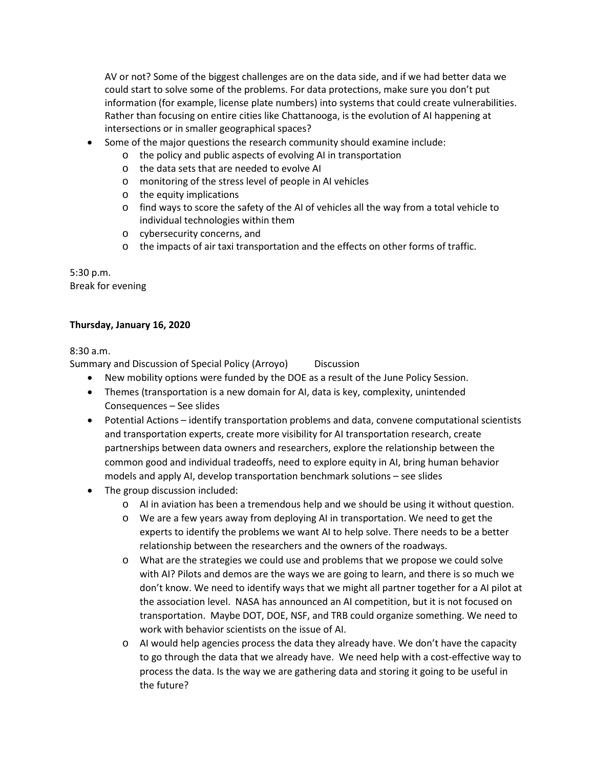AV or not? Some of the biggest challenges are on the data side, and if we had better data we could start to solve some of the problems. For data protections, make sure you don't put information (for example, license plate numbers) into systems that could create vulnerabilities. Rather than focusing on entire cities like Chattanooga, is the evolution of AI happening at intersections or in smaller geographical spaces?

- Some of the major questions the research community should examine include:
  - the policy and public aspects of evolving AI in transportation
  - the data sets that are needed to evolve AI
  - monitoring of the stress level of people in AI vehicles
  - the equity implications
  - find ways to score the safety of the AI of vehicles all the way from a total vehicle to individual technologies within them
  - cybersecurity concerns, and
  - the impacts of air taxi transportation and the effects on other forms of traffic.

5:30 p.m.
Break for evening

**Thursday, January 16, 2020**

8:30 a.m.
Summary and Discussion of Special Policy (Arroyo) Discussion

- New mobility options were funded by the DOE as a result of the June Policy Session.
- Themes (transportation is a new domain for AI, data is key, complexity, unintended Consequences – See slides
- Potential Actions – identify transportation problems and data, convene computational scientists and transportation experts, create more visibility for AI transportation research, create partnerships between data owners and researchers, explore the relationship between the common good and individual tradeoffs, need to explore equity in AI, bring human behavior models and apply AI, develop transportation benchmark solutions – see slides
- The group discussion included:
  - AI in aviation has been a tremendous help and we should be using it without question.
  - We are a few years away from deploying AI in transportation. We need to get the experts to identify the problems we want AI to help solve. There needs to be a better relationship between the researchers and the owners of the roadways.
  - What are the strategies we could use and problems that we propose we could solve with AI? Pilots and demos are the ways we are going to learn, and there is so much we don't know. We need to identify ways that we might all partner together for a AI pilot at the association level. NASA has announced an AI competition, but it is not focused on transportation. Maybe DOT, DOE, NSF, and TRB could organize something. We need to work with behavior scientists on the issue of AI.
  - AI would help agencies process the data they already have. We don't have the capacity to go through the data that we already have. We need help with a cost-effective way to process the data. Is the way we are gathering data and storing it going to be useful in the future?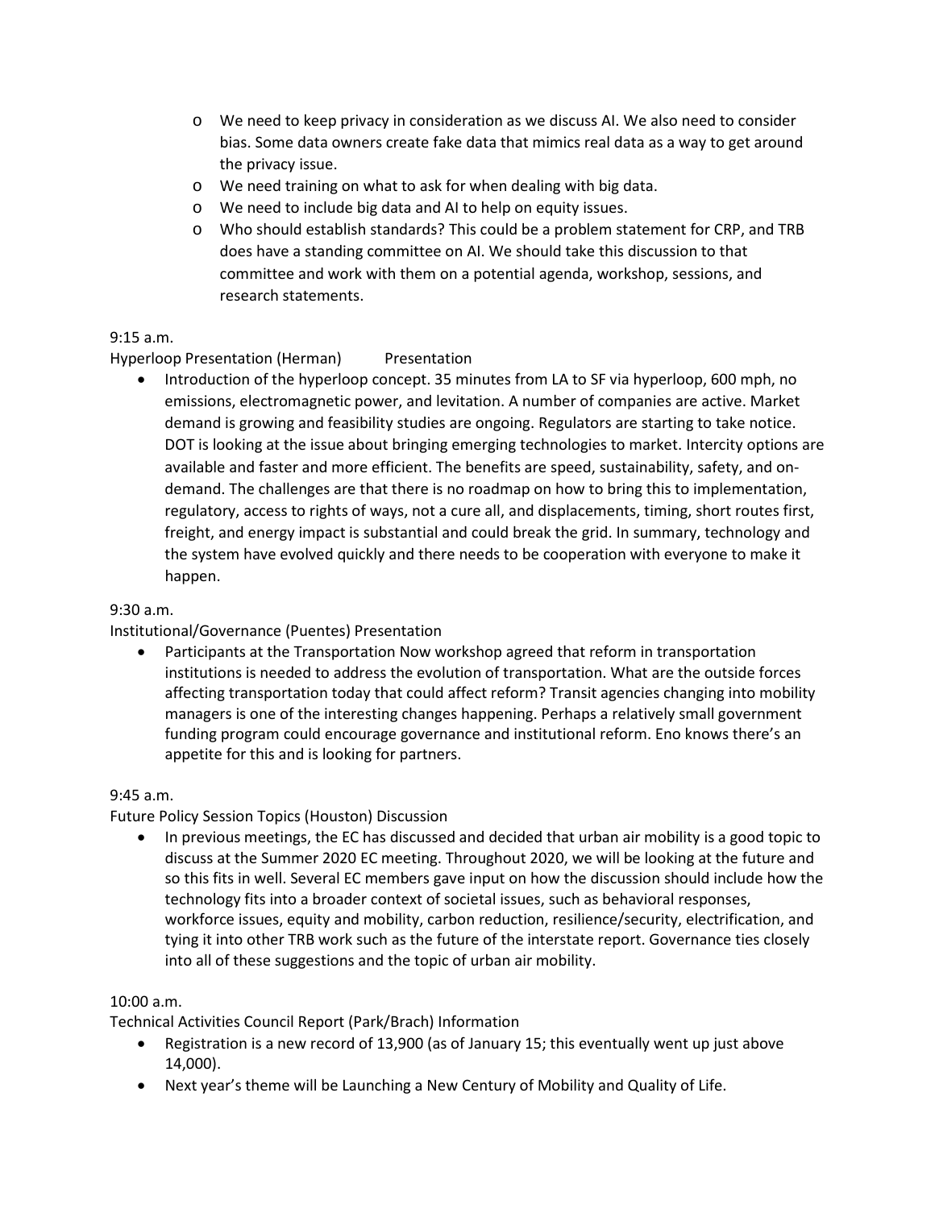- We need to keep privacy in consideration as we discuss AI. We also need to consider bias. Some data owners create fake data that mimics real data as a way to get around the privacy issue.
  - We need training on what to ask for when dealing with big data.
  - We need to include big data and AI to help on equity issues.
  - Who should establish standards? This could be a problem statement for CRP, and TRB does have a standing committee on AI. We should take this discussion to that committee and work with them on a potential agenda, workshop, sessions, and research statements.

9:15 a.m.
Hyperloop Presentation (Herman) Presentation

- Introduction of the hyperloop concept. 35 minutes from LA to SF via hyperloop, 600 mph, no emissions, electromagnetic power, and levitation. A number of companies are active. Market demand is growing and feasibility studies are ongoing. Regulators are starting to take notice. DOT is looking at the issue about bringing emerging technologies to market. Intercity options are available and faster and more efficient. The benefits are speed, sustainability, safety, and on-demand. The challenges are that there is no roadmap on how to bring this to implementation, regulatory, access to rights of ways, not a cure all, and displacements, timing, short routes first, freight, and energy impact is substantial and could break the grid. In summary, technology and the system have evolved quickly and there needs to be cooperation with everyone to make it happen.

9:30 a.m.
Institutional/Governance (Puentes) Presentation

- Participants at the Transportation Now workshop agreed that reform in transportation institutions is needed to address the evolution of transportation. What are the outside forces affecting transportation today that could affect reform? Transit agencies changing into mobility managers is one of the interesting changes happening. Perhaps a relatively small government funding program could encourage governance and institutional reform. Eno knows there's an appetite for this and is looking for partners.

9:45 a.m.
Future Policy Session Topics (Houston) Discussion

- In previous meetings, the EC has discussed and decided that urban air mobility is a good topic to discuss at the Summer 2020 EC meeting. Throughout 2020, we will be looking at the future and so this fits in well. Several EC members gave input on how the discussion should include how the technology fits into a broader context of societal issues, such as behavioral responses, workforce issues, equity and mobility, carbon reduction, resilience/security, electrification, and tying it into other TRB work such as the future of the interstate report. Governance ties closely into all of these suggestions and the topic of urban air mobility.

10:00 a.m.
Technical Activities Council Report (Park/Brach) Information

- Registration is a new record of 13,900 (as of January 15; this eventually went up just above 14,000).
- Next year's theme will be Launching a New Century of Mobility and Quality of Life.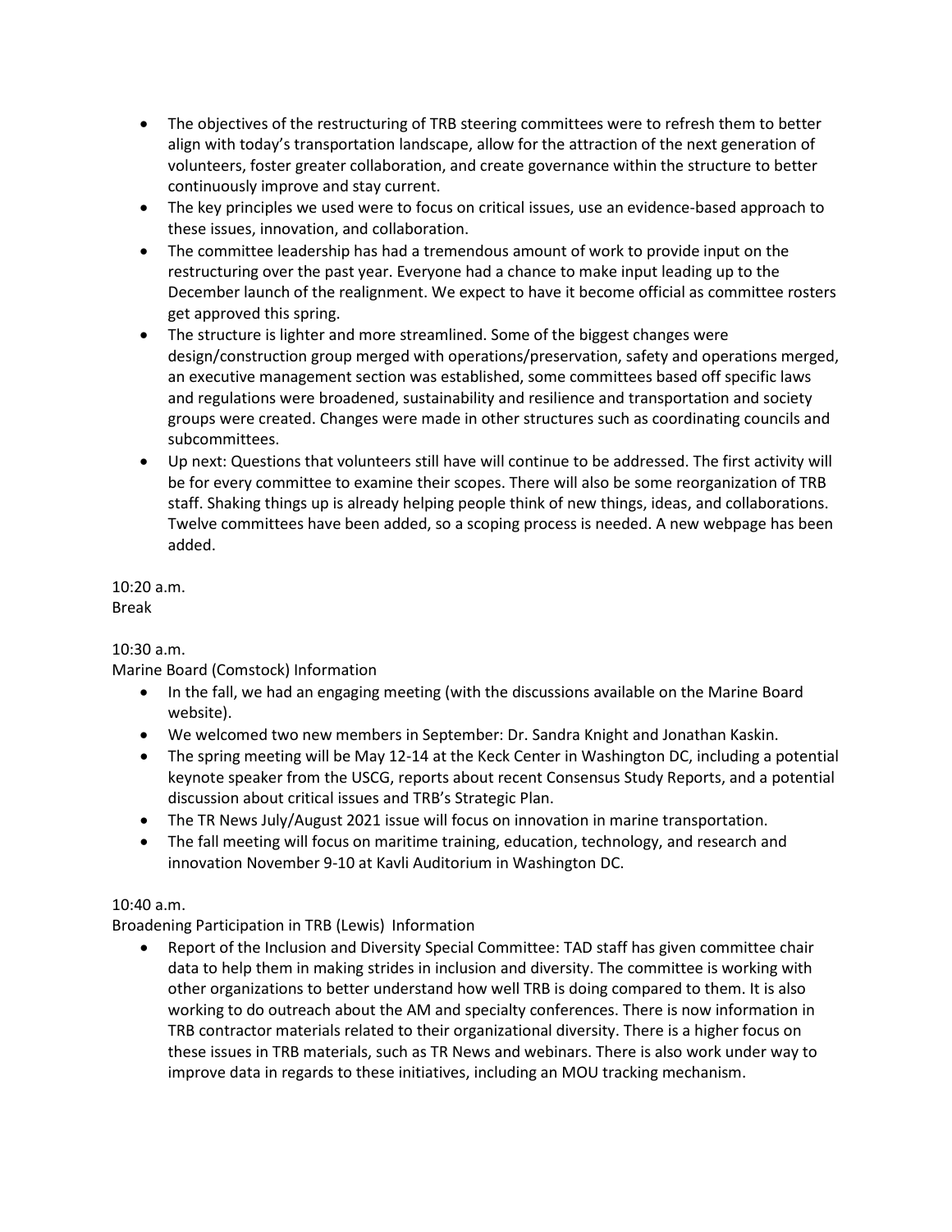- The objectives of the restructuring of TRB steering committees were to refresh them to better align with today's transportation landscape, allow for the attraction of the next generation of volunteers, foster greater collaboration, and create governance within the structure to better continuously improve and stay current.
- The key principles we used were to focus on critical issues, use an evidence-based approach to these issues, innovation, and collaboration.
- The committee leadership has had a tremendous amount of work to provide input on the restructuring over the past year. Everyone had a chance to make input leading up to the December launch of the realignment. We expect to have it become official as committee rosters get approved this spring.
- The structure is lighter and more streamlined. Some of the biggest changes were design/construction group merged with operations/preservation, safety and operations merged, an executive management section was established, some committees based off specific laws and regulations were broadened, sustainability and resilience and transportation and society groups were created. Changes were made in other structures such as coordinating councils and subcommittees.
- Up next: Questions that volunteers still have will continue to be addressed. The first activity will be for every committee to examine their scopes. There will also be some reorganization of TRB staff. Shaking things up is already helping people think of new things, ideas, and collaborations. Twelve committees have been added, so a scoping process is needed. A new webpage has been added.

10:20 a.m.
Break

10:30 a.m.
Marine Board (Comstock) Information

- In the fall, we had an engaging meeting (with the discussions available on the Marine Board website).
- We welcomed two new members in September: Dr. Sandra Knight and Jonathan Kaskin.
- The spring meeting will be May 12-14 at the Keck Center in Washington DC, including a potential keynote speaker from the USCG, reports about recent Consensus Study Reports, and a potential discussion about critical issues and TRB's Strategic Plan.
- The TR News July/August 2021 issue will focus on innovation in marine transportation.
- The fall meeting will focus on maritime training, education, technology, and research and innovation November 9-10 at Kavli Auditorium in Washington DC.

10:40 a.m.
Broadening Participation in TRB (Lewis) Information

- Report of the Inclusion and Diversity Special Committee: TAD staff has given committee chair data to help them in making strides in inclusion and diversity. The committee is working with other organizations to better understand how well TRB is doing compared to them. It is also working to do outreach about the AM and specialty conferences. There is now information in TRB contractor materials related to their organizational diversity. There is a higher focus on these issues in TRB materials, such as TR News and webinars. There is also work under way to improve data in regards to these initiatives, including an MOU tracking mechanism.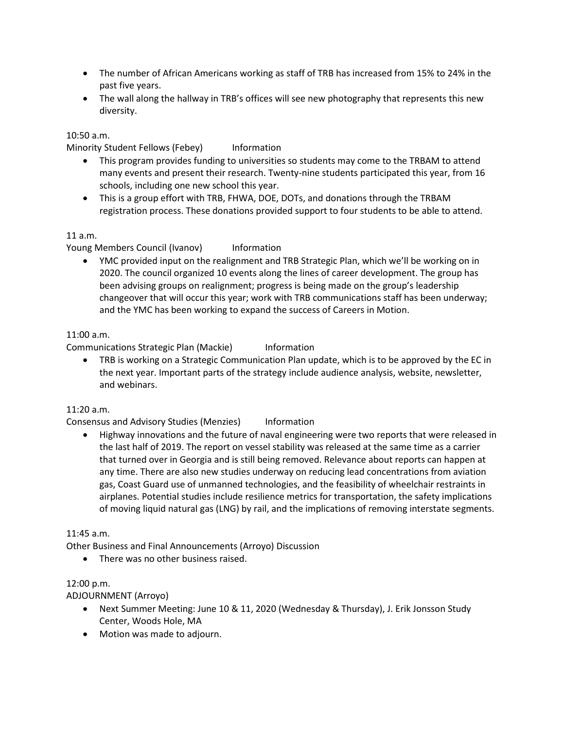- The number of African Americans working as staff of TRB has increased from 15% to 24% in the past five years.
- The wall along the hallway in TRB's offices will see new photography that represents this new diversity.

10:50 a.m.
Minority Student Fellows (Febey) Information

- This program provides funding to universities so students may come to the TRBAM to attend many events and present their research. Twenty-nine students participated this year, from 16 schools, including one new school this year.
- This is a group effort with TRB, FHWA, DOE, DOTs, and donations through the TRBAM registration process. These donations provided support to four students to be able to attend.

11 a.m.
Young Members Council (Ivanov) Information

- YMC provided input on the realignment and TRB Strategic Plan, which we'll be working on in 2020. The council organized 10 events along the lines of career development. The group has been advising groups on realignment; progress is being made on the group's leadership changeover that will occur this year; work with TRB communications staff has been underway; and the YMC has been working to expand the success of Careers in Motion.

11:00 a.m.
Communications Strategic Plan (Mackie) Information

- TRB is working on a Strategic Communication Plan update, which is to be approved by the EC in the next year. Important parts of the strategy include audience analysis, website, newsletter, and webinars.

11:20 a.m.
Consensus and Advisory Studies (Menzies) Information

- Highway innovations and the future of naval engineering were two reports that were released in the last half of 2019. The report on vessel stability was released at the same time as a carrier that turned over in Georgia and is still being removed. Relevance about reports can happen at any time. There are also new studies underway on reducing lead concentrations from aviation gas, Coast Guard use of unmanned technologies, and the feasibility of wheelchair restraints in airplanes. Potential studies include resilience metrics for transportation, the safety implications of moving liquid natural gas (LNG) by rail, and the implications of removing interstate segments.

11:45 a.m.
Other Business and Final Announcements (Arroyo) Discussion

- There was no other business raised.

12:00 p.m.
ADJOURNMENT (Arroyo)

- Next Summer Meeting: June 10 & 11, 2020 (Wednesday & Thursday), J. Erik Jonsson Study Center, Woods Hole, MA
- Motion was made to adjourn.